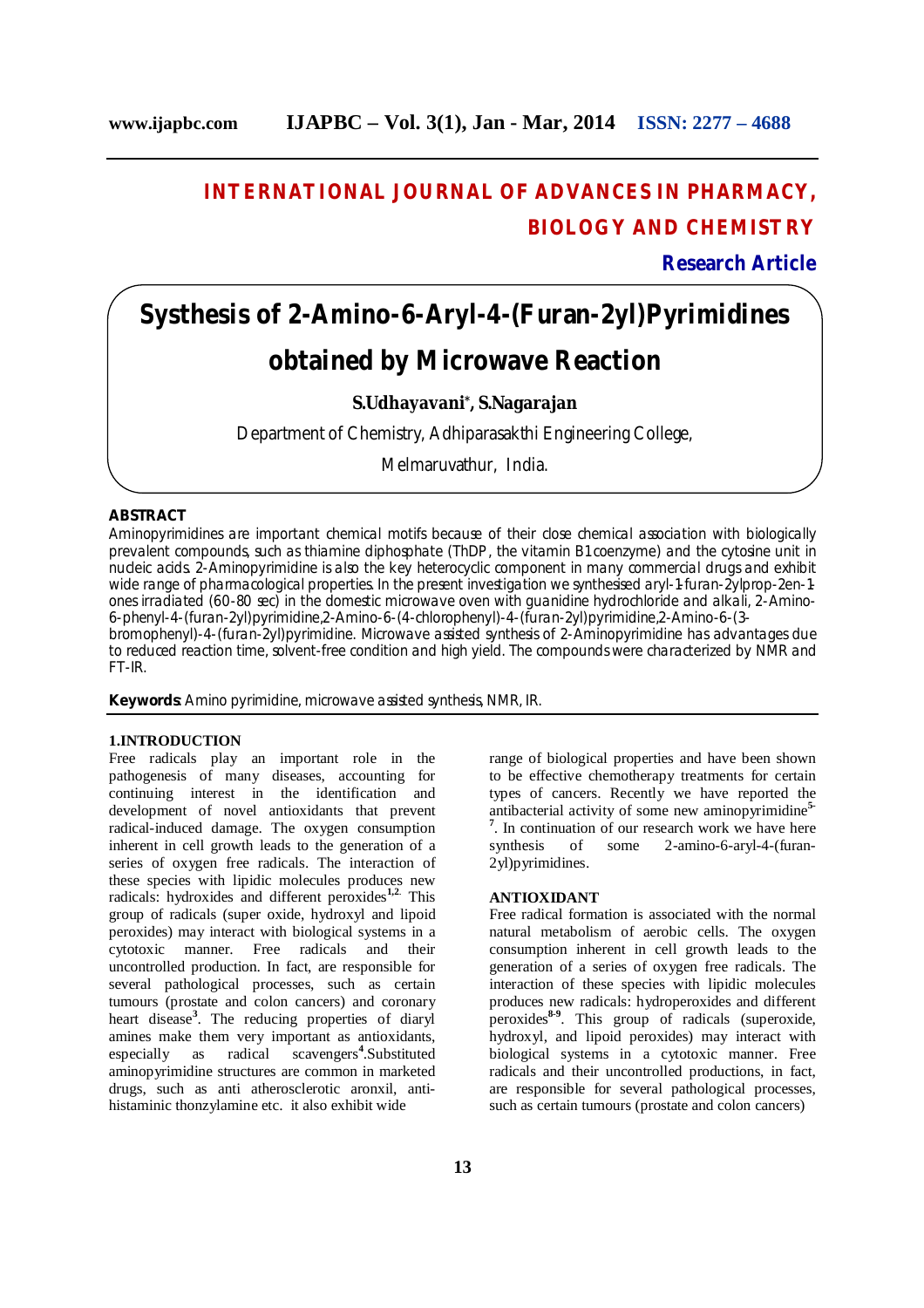# INTERNATIONAL JOURNAL OF ADVANCES IN PHARMACY, BIOLOGY AND CHEMISTRY

**Research Article**

# Systhesis of 2-Amino-6-Aryl-4-(Furan-2yl)Pyrimidines obtained by Microwave Reaction

**S.Udhayavani*, S.Nagarajan**

Department of Chemistry, Adhiparasakthi Engineering College,

Melmaruvathur, India.

## ABSTRACT

Aminopyrimidines are important chemical motifs because of their close chemical association with biologically prevalent compounds, such as thiamine diphosphate (ThDP, the vitamin B1 coenzyme) and the cytosine unit in nucleic acids. 2-Aminopyrimidine is also the key heterocyclic component in many commercial drugs and exhibit wide range of pharmacological properties. In the present investigation we synthesised aryl-1-furan-2ylprop-2en-1-ones irradiated (60-80 sec) in the domestic microwave oven with guanidine hydrochloride and alkali, 2-Amino-6-phenyl-4-(furan-2yl)pyrimidine,2-Amino-6-(4-chlorophenyl)-4-(furan-2yl)pyrimidine,2-Amino-6-(3-bromophenyl)-4-(furan-2yl)pyrimidine. Microwave assisted synthesis of 2-Aminopyrimidine has advantages due to reduced reaction time, solvent-free condition and high yield. The compounds were characterized by NMR and FT-IR.

**Keywords:** Amino pyrimidine, microwave assisted synthesis, NMR, IR.

## 1.INTRODUCTION

Free radicals play an important role in the pathogenesis of many diseases, accounting for continuing interest in the identification and development of novel antioxidants that prevent radical-induced damage. The oxygen consumption inherent in cell growth leads to the generation of a series of oxygen free radicals. The interaction of these species with lipidic molecules produces new radicals: hydroxides and different peroxides[1,2]. This group of radicals (super oxide, hydroxyl and lipoid peroxides) may interact with biological systems in a cytotoxic manner. Free radicals and their uncontrolled production. In fact, are responsible for several pathological processes, such as certain tumours (prostate and colon cancers) and coronary heart disease[3]. The reducing properties of diaryl amines make them very important as antioxidants, especially as radical scavengers[4].Substituted aminopyrimidine structures are common in marketed drugs, such as anti atherosclerotic aronxil, anti-histaminic thonzylamine etc. it also exhibit wide range of biological properties and have been shown to be effective chemotherapy treatments for certain types of cancers. Recently we have reported the antibacterial activity of some new aminopyrimidine[5-7]. In continuation of our research work we have here synthesis of some 2-amino-6-aryl-4-(furan-2yl)pyrimidines.

## ANTIOXIDANT

Free radical formation is associated with the normal natural metabolism of aerobic cells. The oxygen consumption inherent in cell growth leads to the generation of a series of oxygen free radicals. The interaction of these species with lipidic molecules produces new radicals: hydroperoxides and different peroxides[8-9]. This group of radicals (superoxide, hydroxyl, and lipoid peroxides) may interact with biological systems in a cytotoxic manner. Free radicals and their uncontrolled productions, in fact, are responsible for several pathological processes, such as certain tumours (prostate and colon cancers)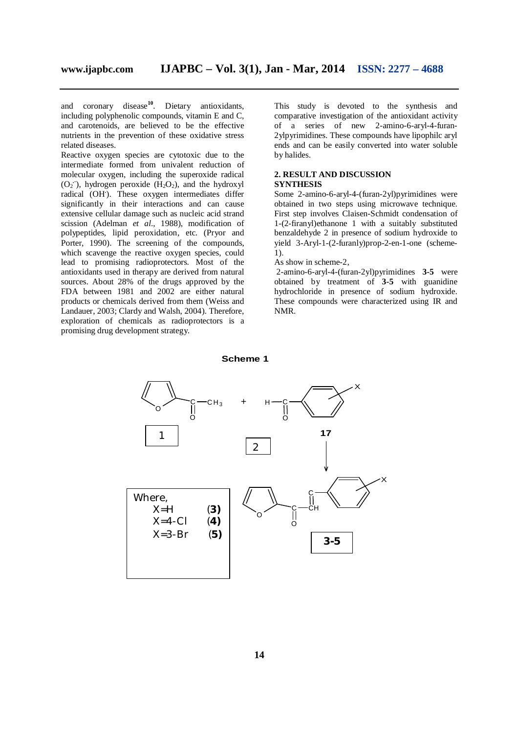and coronary disease[10]. Dietary antioxidants, including polyphenolic compounds, vitamin E and C, and carotenoids, are believed to be the effective nutrients in the prevention of these oxidative stress related diseases.

Reactive oxygen species are cytotoxic due to the intermediate formed from univalent reduction of molecular oxygen, including the superoxide radical ($O_2^{\cdot-}$), hydrogen peroxide ($H_2O_2$), and the hydroxyl radical ($OH^{\cdot}$). These oxygen intermediates differ significantly in their interactions and can cause extensive cellular damage such as nucleic acid strand scission (Adelman *et al*., 1988), modification of polypeptides, lipid peroxidation, etc. (Pryor and Porter, 1990). The screening of the compounds, which scavenge the reactive oxygen species, could lead to promising radioprotectors. Most of the antioxidants used in therapy are derived from natural sources. About 28% of the drugs approved by the FDA between 1981 and 2002 are either natural products or chemicals derived from them (Weiss and Landauer, 2003; Clardy and Walsh, 2004). Therefore, exploration of chemicals as radioprotectors is a promising drug development strategy.

This study is devoted to the synthesis and comparative investigation of the antioxidant activity of a series of new 2-amino-6-aryl-4-furan-2ylpyrimidines. These compounds have lipophilc aryl ends and can be easily converted into water soluble by halides.

## 2. RESULT AND DISCUSSION

### SYNTHESIS

Some 2-amino-6-aryl-4-(furan-2yl)pyrimidines were obtained in two steps using microwave technique. First step involves Claisen-Schmidt condensation of 1-(2-firanyl)ethanone 1 with a suitably substituted benzaldehyde 2 in presence of sodium hydroxide to yield 3-Aryl-1-(2-furanly)prop-2-en-1-one (scheme-1).

As show in scheme-2,

2-amino-6-aryl-4-(furan-2yl)pyrimidines **3-5** were obtained by treatment of **3-5** with guanidine hydrochloride in presence of sodium hydroxide. These compounds were characterized using IR and NMR.

**Scheme 1**

Where,
X=H (**3**)
X=4-Cl (**4**)
X=3-Br (**5**)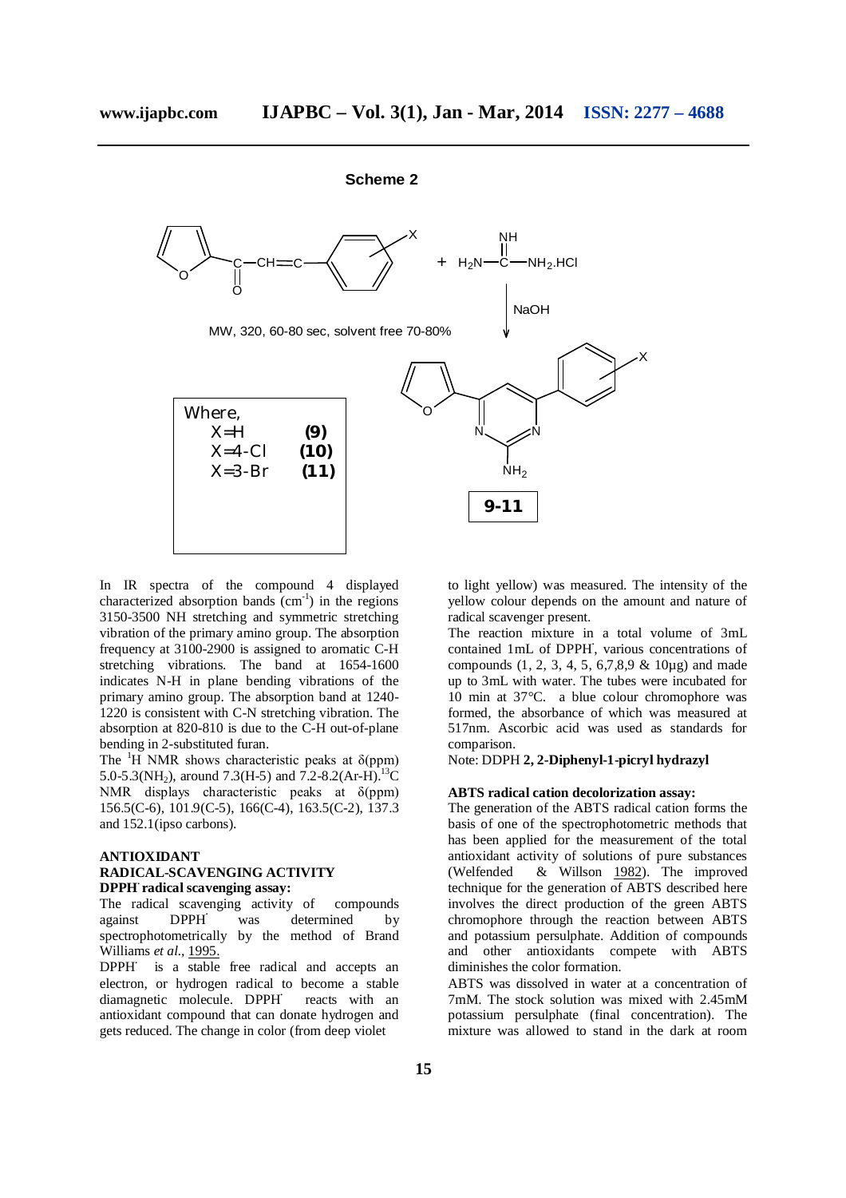**Scheme 2**

MW, 320, 60-80 sec, solvent free 70-80%

NaOH

Where,
X=H **(9)**
X=4-Cl **(10)**
X=3-Br **(11)**

**9-11**

In IR spectra of the compound 4 displayed characterized absorption bands ($cm^{-1}$) in the regions 3150-3500 NH stretching and symmetric stretching vibration of the primary amino group. The absorption frequency at 3100-2900 is assigned to aromatic C-H stretching vibrations. The band at 1654-1600 indicates N-H in plane bending vibrations of the primary amino group. The absorption band at 1240-1220 is consistent with C-N stretching vibration. The absorption at 820-810 is due to the C-H out-of-plane bending in 2-substituted furan.

The $^{1}H$ NMR shows characteristic peaks at δ(ppm) 5.0-5.3($NH_2$), around 7.3(H-5) and 7.2-8.2(Ar-H).$^{13}C$ NMR displays characteristic peaks at δ(ppm) 156.5(C-6), 101.9(C-5), 166(C-4), 163.5(C-2), 137.3 and 152.1(ipso carbons).

**ANTIOXIDANT RADICAL-SCAVENGING ACTIVITY**

**DPPH· radical scavenging assay:**

The radical scavenging activity of compounds against DPPH· was determined by spectrophotometrically by the method of Brand Williams *et al.,* 1995.

DPPH· is a stable free radical and accepts an electron, or hydrogen radical to become a stable diamagnetic molecule. DPPH· reacts with an antioxidant compound that can donate hydrogen and gets reduced. The change in color (from deep violet to light yellow) was measured. The intensity of the yellow colour depends on the amount and nature of radical scavenger present.

The reaction mixture in a total volume of 3mL contained 1mL of DPPH·, various concentrations of compounds (1, 2, 3, 4, 5, 6,7,8,9 & 10μg) and made up to 3mL with water. The tubes were incubated for 10 min at 37°C. a blue colour chromophore was formed, the absorbance of which was measured at 517nm. Ascorbic acid was used as standards for comparison.

Note: DDPH **2, 2-Diphenyl-1-picryl hydrazyl**

**ABTS radical cation decolorization assay:**

The generation of the ABTS radical cation forms the basis of one of the spectrophotometric methods that has been applied for the measurement of the total antioxidant activity of solutions of pure substances (Welfended & Willson 1982). The improved technique for the generation of ABTS described here involves the direct production of the green ABTS chromophore through the reaction between ABTS and potassium persulphate. Addition of compounds and other antioxidants compete with ABTS diminishes the color formation.

ABTS was dissolved in water at a concentration of 7mM. The stock solution was mixed with 2.45mM potassium persulphate (final concentration). The mixture was allowed to stand in the dark at room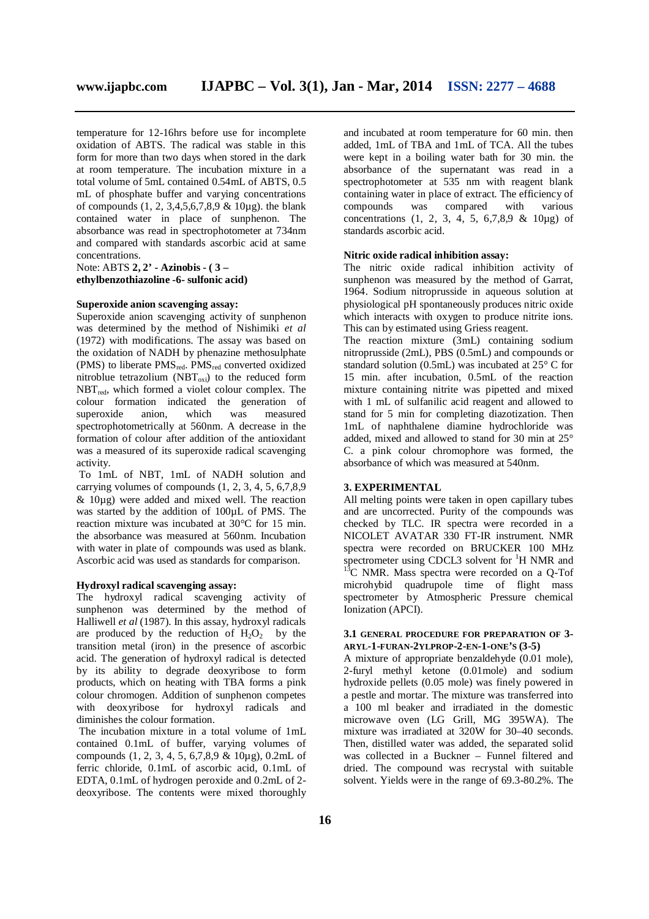temperature for 12-16hrs before use for incomplete oxidation of ABTS. The radical was stable in this form for more than two days when stored in the dark at room temperature. The incubation mixture in a total volume of 5mL contained 0.54mL of ABTS, 0.5 mL of phosphate buffer and varying concentrations of compounds (1, 2, 3,4,5,6,7,8,9 & 10µg). the blank contained water in place of sunphenon. The absorbance was read in spectrophotometer at 734nm and compared with standards ascorbic acid at same concentrations.

Note: ABTS **2, 2' - Azinobis - ( 3 – ethylbenzothiazoline -6- sulfonic acid)**

**Superoxide anion scavenging assay:**

Superoxide anion scavenging activity of sunphenon was determined by the method of Nishimiki *et al* (1972) with modifications. The assay was based on the oxidation of NADH by phenazine methosulphate (PMS) to liberate $PMS_{red}$. $PMS_{red}$ converted oxidized nitroblue tetrazolium ($NBT_{oxi}$) to the reduced form $NBT_{red}$, which formed a violet colour complex. The colour formation indicated the generation of superoxide anion, which was measured spectrophotometrically at 560nm. A decrease in the formation of colour after addition of the antioxidant was a measured of its superoxide radical scavenging activity.

To 1mL of NBT, 1mL of NADH solution and carrying volumes of compounds (1, 2, 3, 4, 5, 6,7,8,9 & 10µg) were added and mixed well. The reaction was started by the addition of 100µL of PMS. The reaction mixture was incubated at 30°C for 15 min. the absorbance was measured at 560nm. Incubation with water in plate of compounds was used as blank. Ascorbic acid was used as standards for comparison.

**Hydroxyl radical scavenging assay:**

The hydroxyl radical scavenging activity of sunphenon was determined by the method of Halliwell *et al* (1987). In this assay, hydroxyl radicals are produced by the reduction of $H_2O_2$ by the transition metal (iron) in the presence of ascorbic acid. The generation of hydroxyl radical is detected by its ability to degrade deoxyribose to form products, which on heating with TBA forms a pink colour chromogen. Addition of sunphenon competes with deoxyribose for hydroxyl radicals and diminishes the colour formation.

The incubation mixture in a total volume of 1mL contained 0.1mL of buffer, varying volumes of compounds (1, 2, 3, 4, 5, 6,7,8,9 & 10µg), 0.2mL of ferric chloride, 0.1mL of ascorbic acid, 0.1mL of EDTA, 0.1mL of hydrogen peroxide and 0.2mL of 2-deoxyribose. The contents were mixed thoroughly and incubated at room temperature for 60 min. then added, 1mL of TBA and 1mL of TCA. All the tubes were kept in a boiling water bath for 30 min. the absorbance of the supernatant was read in a spectrophotometer at 535 nm with reagent blank containing water in place of extract. The efficiency of compounds was compared with various concentrations (1, 2, 3, 4, 5, 6,7,8,9 & 10µg) of standards ascorbic acid.

**Nitric oxide radical inhibition assay:**

The nitric oxide radical inhibition activity of sunphenon was measured by the method of Garrat, 1964. Sodium nitroprusside in aqueous solution at physiological pH spontaneously produces nitric oxide which interacts with oxygen to produce nitrite ions. This can by estimated using Griess reagent.

The reaction mixture (3mL) containing sodium nitroprusside (2mL), PBS (0.5mL) and compounds or standard solution (0.5mL) was incubated at 25° C for 15 min. after incubation, 0.5mL of the reaction mixture containing nitrite was pipetted and mixed with 1 mL of sulfanilic acid reagent and allowed to stand for 5 min for completing diazotization. Then 1mL of naphthalene diamine hydrochloride was added, mixed and allowed to stand for 30 min at 25° C. a pink colour chromophore was formed, the absorbance of which was measured at 540nm.

## 3. EXPERIMENTAL

All melting points were taken in open capillary tubes and are uncorrected. Purity of the compounds was checked by TLC. IR spectra were recorded in a NICOLET AVATAR 330 FT-IR instrument. NMR spectra were recorded on BRUCKER 100 MHz spectrometer using CDCL3 solvent for $^{1}H$ NMR and $^{13}C$ NMR. Mass spectra were recorded on a Q-Tof microhybid quadrupole time of flight mass spectrometer by Atmospheric Pressure chemical Ionization (APCI).

### 3.1 GENERAL PROCEDURE FOR PREPARATION OF 3-ARYL-1-FURAN-2YLPROP-2-EN-1-ONE'S (3-5)

A mixture of appropriate benzaldehyde (0.01 mole), 2-furyl methyl ketone (0.01mole) and sodium hydroxide pellets (0.05 mole) was finely powered in a pestle and mortar. The mixture was transferred into a 100 ml beaker and irradiated in the domestic microwave oven (LG Grill, MG 395WA). The mixture was irradiated at 320W for 30–40 seconds. Then, distilled water was added, the separated solid was collected in a Buckner – Funnel filtered and dried. The compound was recrystal with suitable solvent. Yields were in the range of 69.3-80.2%. The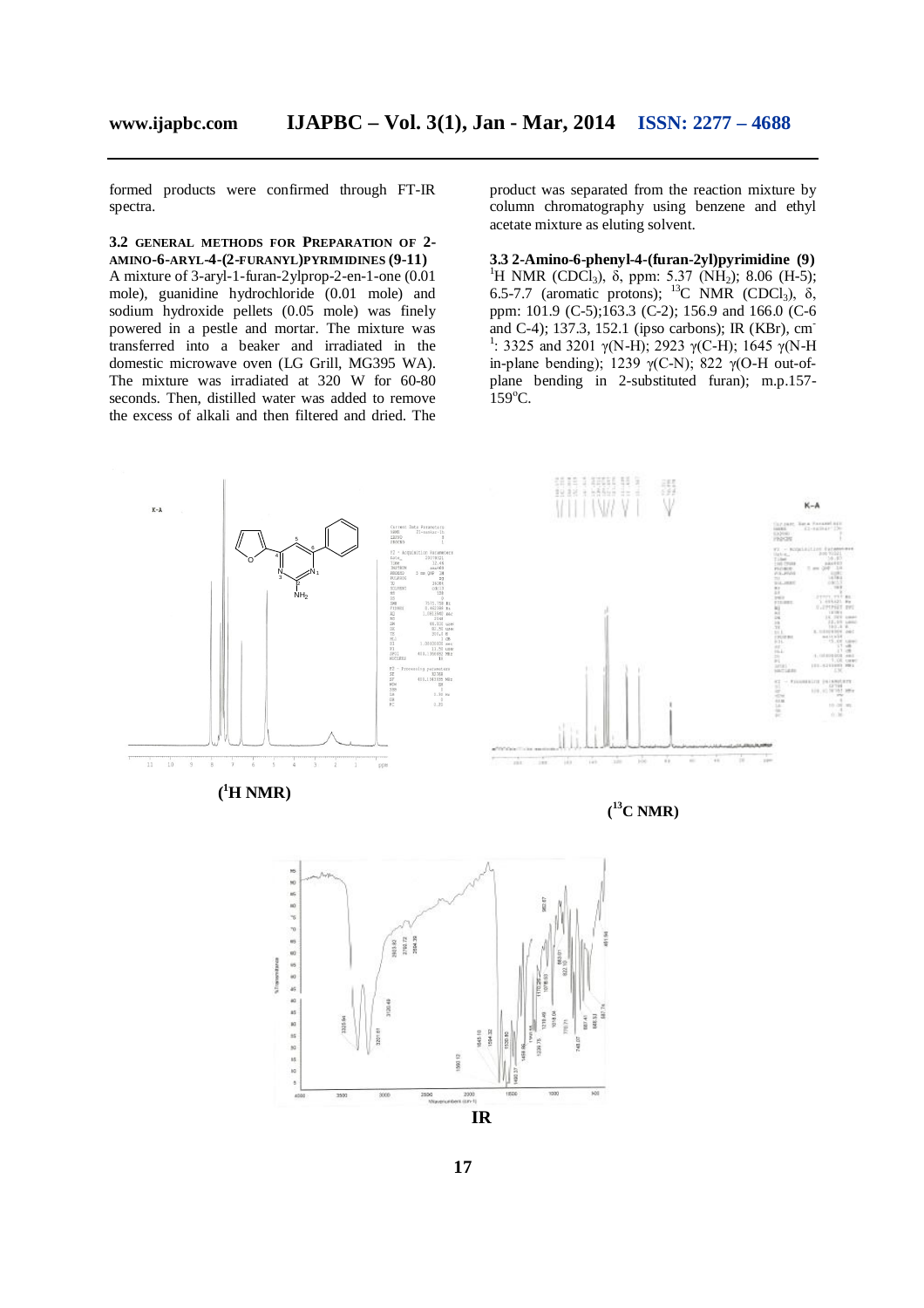formed products were confirmed through FT-IR spectra.

### 3.2 GENERAL METHODS FOR PREPARATION OF 2-AMINO-6-ARYL-4-(2-FURANYL)PYRIMIDINES (9-11)

A mixture of 3-aryl-1-furan-2ylprop-2-en-1-one (0.01 mole), guanidine hydrochloride (0.01 mole) and sodium hydroxide pellets (0.05 mole) was finely powered in a pestle and mortar. The mixture was transferred into a beaker and irradiated in the domestic microwave oven (LG Grill, MG395 WA). The mixture was irradiated at 320 W for 60-80 seconds. Then, distilled water was added to remove the excess of alkali and then filtered and dried. The product was separated from the reaction mixture by column chromatography using benzene and ethyl acetate mixture as eluting solvent.

### 3.3 2-Amino-6-phenyl-4-(furan-2yl)pyrimidine (9)

$^{1}$H NMR ($CDCl_3$), δ, ppm: 5.37 ($NH_2$); 8.06 (H-5); 6.5-7.7 (aromatic protons); $^{13}$C NMR ($CDCl_3$), δ, ppm: 101.9 (C-5);163.3 (C-2); 156.9 and 166.0 (C-6 and C-4); 137.3, 152.1 (ipso carbons); IR (KBr), cm$^{-1}$: 3325 and 3201 γ(N-H); 2923 γ(C-H); 1645 γ(N-H in-plane bending); 1239 γ(C-N); 822 γ(O-H out-of-plane bending in 2-substituted furan); m.p.157-159°C.

($^{1}$H NMR)

($^{13}$C NMR)

IR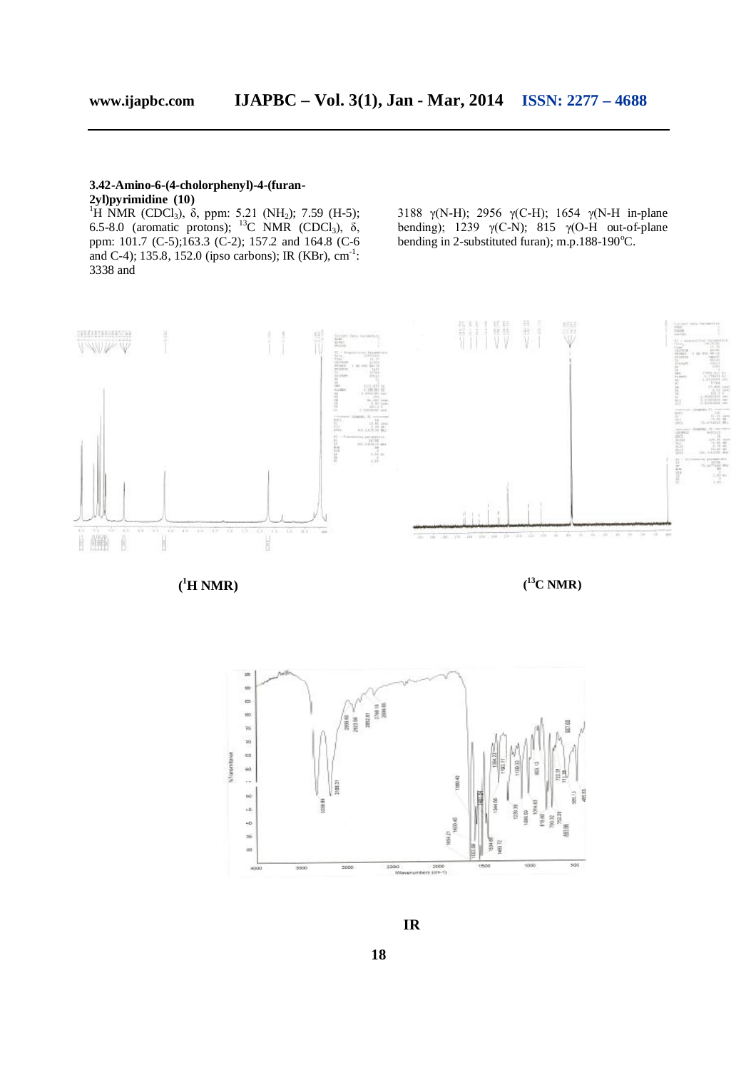**3.42-Amino-6-(4-cholorphenyl)-4-(furan-2yl)pyrimidine (10)**

$^1$H NMR ($CDCl_3$), δ, ppm: 5.21 ($NH_2$); 7.59 (H-5); 6.5-8.0 (aromatic protons); $^{13}$C NMR ($CDCl_3$), δ, ppm: 101.7 (C-5);163.3 (C-2); 157.2 and 164.8 (C-6 and C-4); 135.8, 152.0 (ipso carbons); IR (KBr), $cm^{-1}$: 3338 and 3188 γ(N-H); 2956 γ(C-H); 1654 γ(N-H in-plane bending); 1239 γ(C-N); 815 γ(O-H out-of-plane bending in 2-substituted furan); m.p.188-190°C.

($^1$H NMR)

($^{13}$C NMR)

IR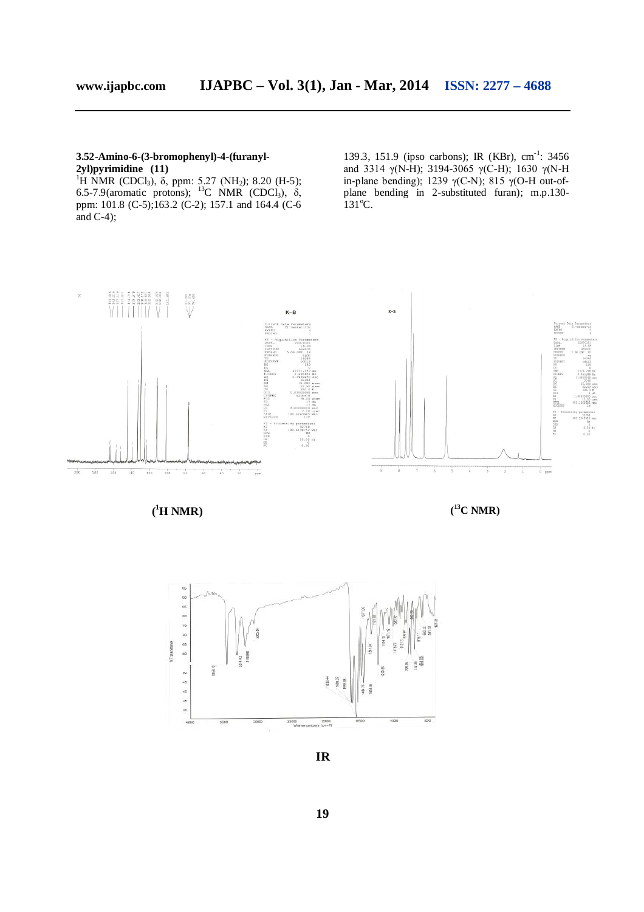### 3.52-Amino-6-(3-bromophenyl)-4-(furanyl-2yl)pyrimidine (11)

$^{1}H$ NMR ($CDCl_3$), δ, ppm: 5.27 ($NH_2$); 8.20 (H-5); 6.5-7.9(aromatic protons); $^{13}C$ NMR ($CDCl_3$), δ, ppm: 101.8 (C-5);163.2 (C-2); 157.1 and 164.4 (C-6 and C-4); 139.3, 151.9 (ipso carbons); IR (KBr), $cm^{-1}$: 3456 and 3314 γ(N-H); 3194-3065 γ(C-H); 1630 γ(N-H in-plane bending); 1239 γ(C-N); 815 γ(O-H out-of-plane bending in 2-substituted furan); m.p.130-131°C.

($^{1}H$ NMR)

($^{13}C$ NMR)

IR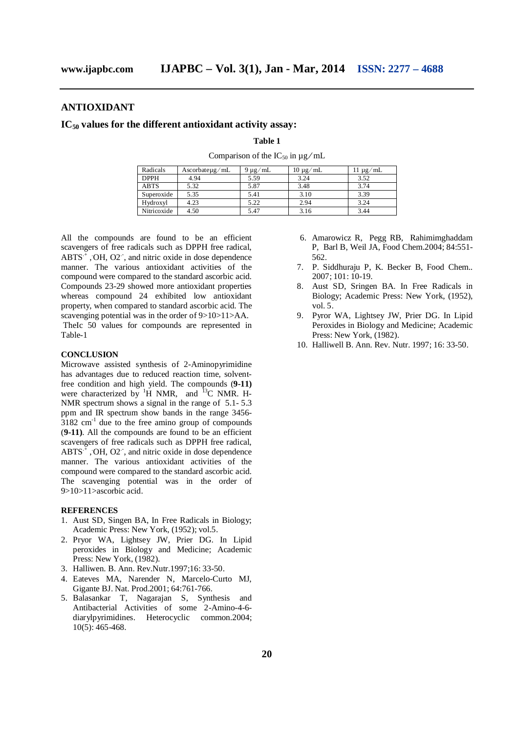## ANTIOXIDANT

### $IC_{50}$ values for the different antioxidant activity assay:

**Table 1**

Comparison of the $IC_{50}$ in µg ⁄ mL

| Radicals | Ascorbateµg ⁄ mL | 9 µg ⁄ mL | 10 µg ⁄ mL | 11 µg ⁄ mL |
|---|---|---|---|---|
| DPPH | 4.94 | 5.59 | 3.24 | 3.52 |
| ABTS | 5.32 | 5.87 | 3.48 | 3.74 |
| Superoxide | 5.35 | 5.41 | 3.10 | 3.39 |
| Hydroxyl | 4.23 | 5.22 | 2.94 | 3.24 |
| Nitricoxide | 4.50 | 5.47 | 3.16 | 3.44 |

All the compounds are found to be an efficient scavengers of free radicals such as DPPH free radical, $ABTS^{\cdot+}$ , $^{\cdot}OH$, $O2^{\cdot-}$, and nitric oxide in dose dependence manner. The various antioxidant activities of the compound were compared to the standard ascorbic acid. Compounds 23-29 showed more antioxidant properties whereas compound 24 exhibited low antioxidant property, when compared to standard ascorbic acid. The scavenging potential was in the order of 9>10>11>AA.
TheIc 50 values for compounds are represented in Table-1

### CONCLUSION

Microwave assisted synthesis of 2-Aminopyrimidine has advantages due to reduced reaction time, solvent-free condition and high yield. The compounds (**9-11)** were characterized by $^{1}H$ NMR, and $^{13}C$ NMR. H-NMR spectrum shows a signal in the range of 5.1- 5.3 ppm and IR spectrum show bands in the range 3456-3182 $cm^{-1}$ due to the free amino group of compounds (**9-11)**. All the compounds are found to be an efficient scavengers of free radicals such as DPPH free radical, $ABTS^{\cdot+}$ , $^{\cdot}OH$, $O2^{\cdot-}$, and nitric oxide in dose dependence manner. The various antioxidant activities of the compound were compared to the standard ascorbic acid. The scavenging potential was in the order of 9>10>11>ascorbic acid.

### REFERENCES

1. Aust SD, Singen BA, In Free Radicals in Biology; Academic Press: New York, (1952); vol.5.
2. Pryor WA, Lightsey JW, Prier DG. In Lipid peroxides in Biology and Medicine; Academic Press: New York, (1982).
3. Halliwen. B. Ann. Rev.Nutr.1997;16: 33-50.
4. Eateves MA, Narender N, Marcelo-Curto MJ, Gigante BJ. Nat. Prod.2001; 64:761-766.
5. Balasankar T, Nagarajan S, Synthesis and Antibacterial Activities of some 2-Amino-4-6-diarylpyrimidines. Heterocyclic common.2004; 10(5): 465-468.
6. Amarowicz R, Pegg RB, Rahimimghaddam P, Barl B, Weil JA, Food Chem.2004; 84:551-562.
7. P. Siddhuraju P, K. Becker B, Food Chem.. 2007; 101: 10-19.
8. Aust SD, Sringen BA. In Free Radicals in Biology; Academic Press: New York, (1952), vol. 5.
9. Pyror WA, Lightsey JW, Prier DG. In Lipid Peroxides in Biology and Medicine; Academic Press: New York, (1982).
10. Halliwell B. Ann. Rev. Nutr. 1997; 16: 33-50.